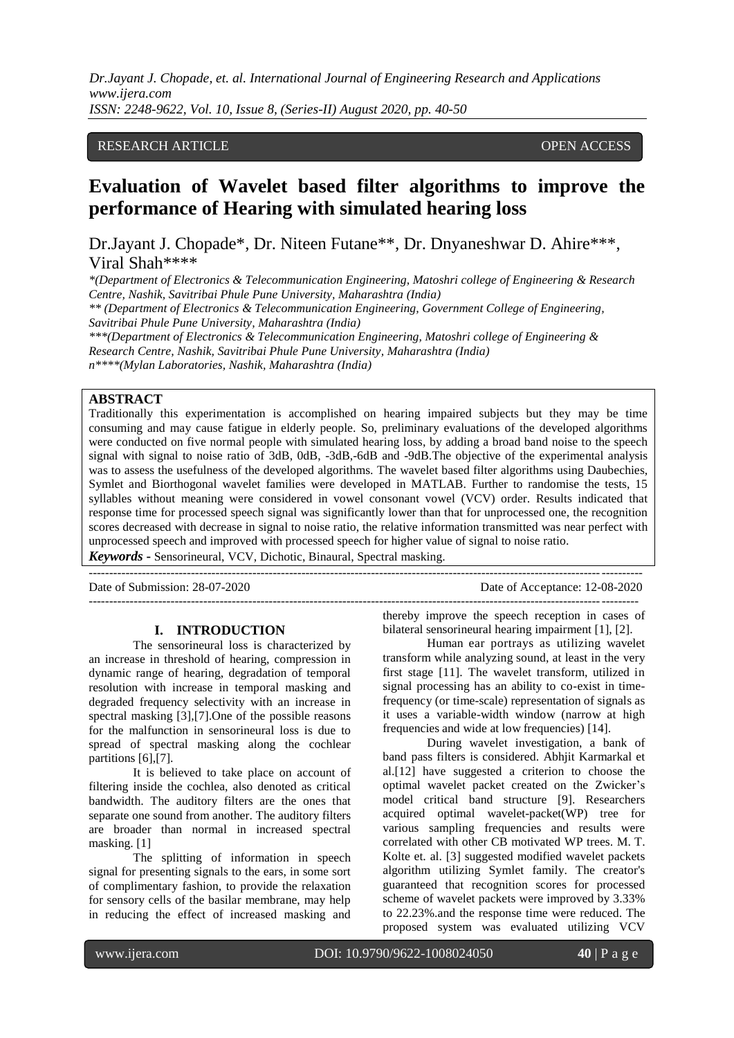RESEARCH ARTICLE OPEN ACCESS

# Evaluation of Wavelet based filter algorithms to improve the performance of Hearing with simulated hearing loss

Dr.Jayant J. Chopade*, Dr. Niteen Futane**, Dr. Dnyaneshwar D. Ahire***, Viral Shah****

*(Department of Electronics & Telecommunication Engineering, Matoshri college of Engineering & Research Centre, Nashik, Savitribai Phule Pune University, Maharashtra (India)*

*** (Department of Electronics & Telecommunication Engineering, Government College of Engineering, Savitribai Phule Pune University, Maharashtra (India)*

****(Department of Electronics & Telecommunication Engineering, Matoshri college of Engineering & Research Centre, Nashik, Savitribai Phule Pune University, Maharashtra (India)*

*n****(Mylan Laboratories, Nashik, Maharashtra (India)*

## ABSTRACT

Traditionally this experimentation is accomplished on hearing impaired subjects but they may be time consuming and may cause fatigue in elderly people. So, preliminary evaluations of the developed algorithms were conducted on five normal people with simulated hearing loss, by adding a broad band noise to the speech signal with signal to noise ratio of 3dB, 0dB, -3dB,-6dB and -9dB.The objective of the experimental analysis was to assess the usefulness of the developed algorithms. The wavelet based filter algorithms using Daubechies, Symlet and Biorthogonal wavelet families were developed in MATLAB. Further to randomise the tests, 15 syllables without meaning were considered in vowel consonant vowel (VCV) order. Results indicated that response time for processed speech signal was significantly lower than that for unprocessed one, the recognition scores decreased with decrease in signal to noise ratio, the relative information transmitted was near perfect with unprocessed speech and improved with processed speech for higher value of signal to noise ratio.

***Keywords*** **-** Sensorineural, VCV, Dichotic, Binaural, Spectral masking.

Date of Submission: 28-07-2020 Date of Acceptance: 12-08-2020

## I. INTRODUCTION

The sensorineural loss is characterized by an increase in threshold of hearing, compression in dynamic range of hearing, degradation of temporal resolution with increase in temporal masking and degraded frequency selectivity with an increase in spectral masking [3],[7].One of the possible reasons for the malfunction in sensorineural loss is due to spread of spectral masking along the cochlear partitions [6],[7].

It is believed to take place on account of filtering inside the cochlea, also denoted as critical bandwidth. The auditory filters are the ones that separate one sound from another. The auditory filters are broader than normal in increased spectral masking. [1]

The splitting of information in speech signal for presenting signals to the ears, in some sort of complimentary fashion, to provide the relaxation for sensory cells of the basilar membrane, may help in reducing the effect of increased masking and thereby improve the speech reception in cases of bilateral sensorineural hearing impairment [1], [2].

Human ear portrays as utilizing wavelet transform while analyzing sound, at least in the very first stage [11]. The wavelet transform, utilized in signal processing has an ability to co-exist in time-frequency (or time-scale) representation of signals as it uses a variable-width window (narrow at high frequencies and wide at low frequencies) [14].

During wavelet investigation, a bank of band pass filters is considered. Abhjit Karmarkal et al.[12] have suggested a criterion to choose the optimal wavelet packet created on the Zwicker's model critical band structure [9]. Researchers acquired optimal wavelet-packet(WP) tree for various sampling frequencies and results were correlated with other CB motivated WP trees. M. T. Kolte et. al. [3] suggested modified wavelet packets algorithm utilizing Symlet family. The creator's guaranteed that recognition scores for processed scheme of wavelet packets were improved by 3.33% to 22.23%.and the response time were reduced. The proposed system was evaluated utilizing VCV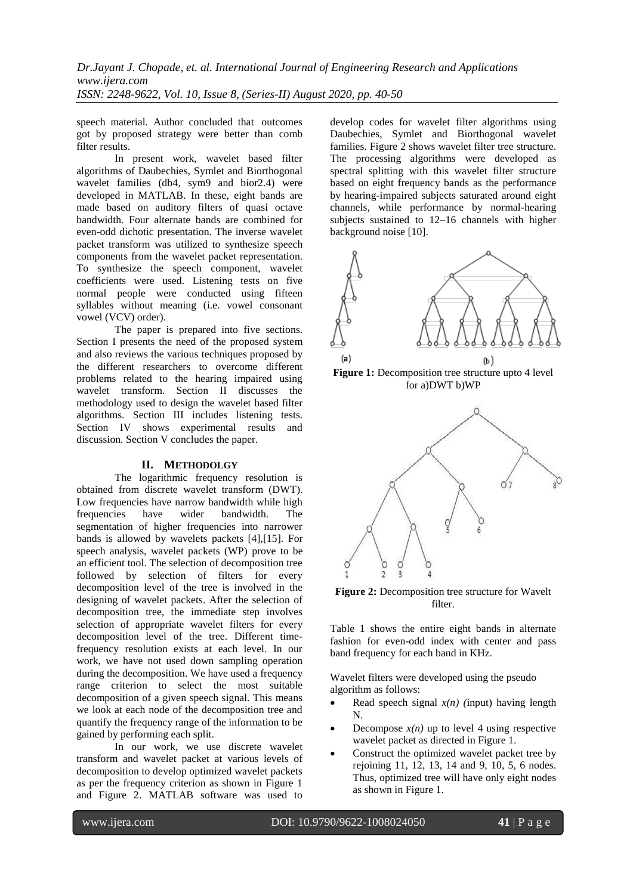speech material. Author concluded that outcomes got by proposed strategy were better than comb filter results.

In present work, wavelet based filter algorithms of Daubechies, Symlet and Biorthogonal wavelet families (db4, sym9 and bior2.4) were developed in MATLAB. In these, eight bands are made based on auditory filters of quasi octave bandwidth. Four alternate bands are combined for even-odd dichotic presentation. The inverse wavelet packet transform was utilized to synthesize speech components from the wavelet packet representation. To synthesize the speech component, wavelet coefficients were used. Listening tests on five normal people were conducted using fifteen syllables without meaning (i.e. vowel consonant vowel (VCV) order).

The paper is prepared into five sections. Section I presents the need of the proposed system and also reviews the various techniques proposed by the different researchers to overcome different problems related to the hearing impaired using wavelet transform. Section II discusses the methodology used to design the wavelet based filter algorithms. Section III includes listening tests. Section IV shows experimental results and discussion. Section V concludes the paper.

## II. METHODOLGY

The logarithmic frequency resolution is obtained from discrete wavelet transform (DWT). Low frequencies have narrow bandwidth while high frequencies have wider bandwidth. The segmentation of higher frequencies into narrower bands is allowed by wavelets packets [4],[15]. For speech analysis, wavelet packets (WP) prove to be an efficient tool. The selection of decomposition tree followed by selection of filters for every decomposition level of the tree is involved in the designing of wavelet packets. After the selection of decomposition tree, the immediate step involves selection of appropriate wavelet filters for every decomposition level of the tree. Different time-frequency resolution exists at each level. In our work, we have not used down sampling operation during the decomposition. We have used a frequency range criterion to select the most suitable decomposition of a given speech signal. This means we look at each node of the decomposition tree and quantify the frequency range of the information to be gained by performing each split.

In our work, we use discrete wavelet transform and wavelet packet at various levels of decomposition to develop optimized wavelet packets as per the frequency criterion as shown in Figure 1 and Figure 2. MATLAB software was used to develop codes for wavelet filter algorithms using Daubechies, Symlet and Biorthogonal wavelet families. Figure 2 shows wavelet filter tree structure. The processing algorithms were developed as spectral splitting with this wavelet filter structure based on eight frequency bands as the performance by hearing-impaired subjects saturated around eight channels, while performance by normal-hearing subjects sustained to 12–16 channels with higher background noise [10].

**Figure 1:** Decomposition tree structure upto 4 level for a)DWT b)WP

**Figure 2:** Decomposition tree structure for Wavelt filter.

Table 1 shows the entire eight bands in alternate fashion for even-odd index with center and pass band frequency for each band in KHz.

Wavelet filters were developed using the pseudo algorithm as follows:

- Read speech signal $x(n)$ (input) having length N.
- Decompose $x(n)$ up to level 4 using respective wavelet packet as directed in Figure 1.
- Construct the optimized wavelet packet tree by rejoining 11, 12, 13, 14 and 9, 10, 5, 6 nodes. Thus, optimized tree will have only eight nodes as shown in Figure 1.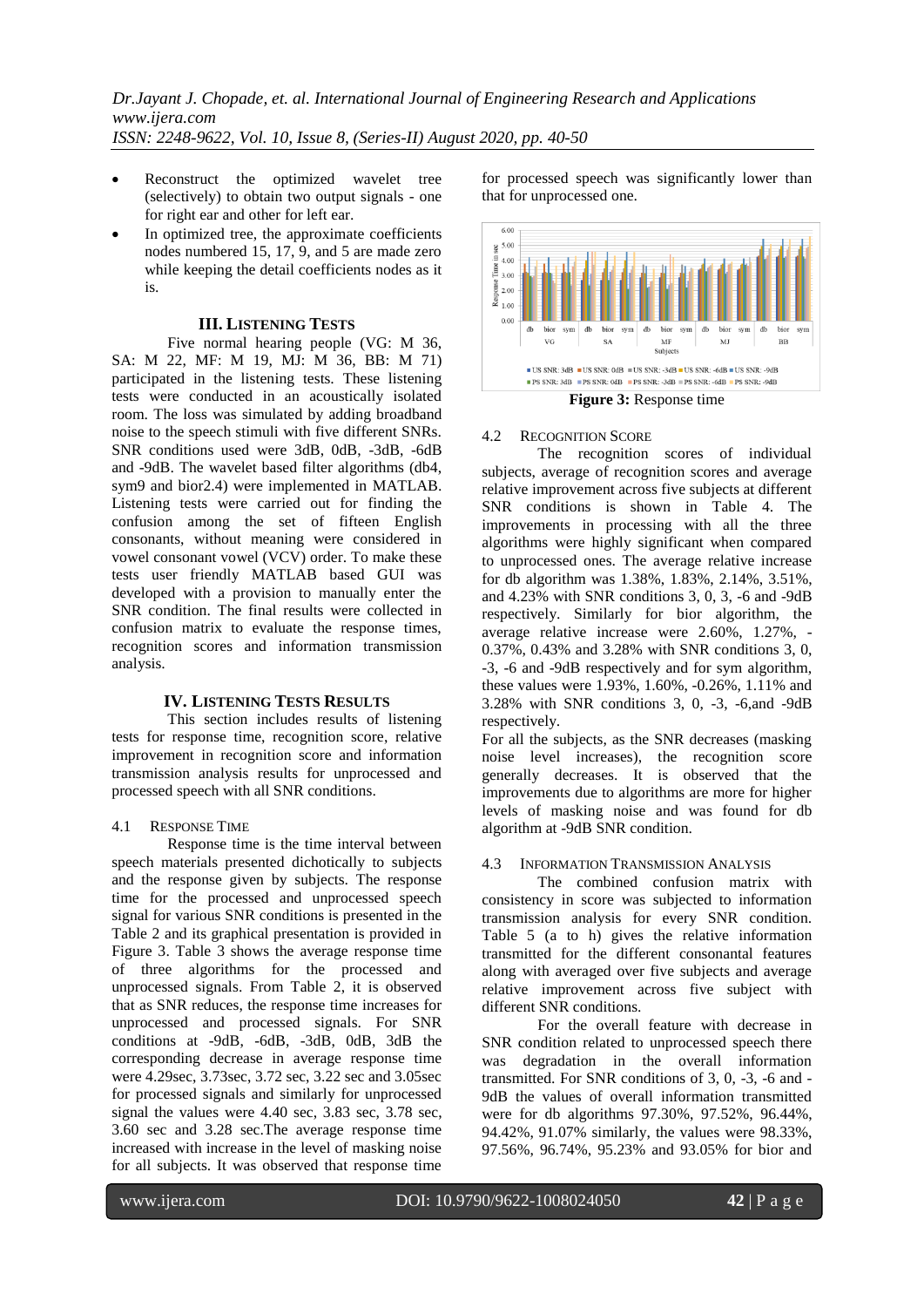- Reconstruct the optimized wavelet tree (selectively) to obtain two output signals - one for right ear and other for left ear.
- In optimized tree, the approximate coefficients nodes numbered 15, 17, 9, and 5 are made zero while keeping the detail coefficients nodes as it is.

## III. LISTENING TESTS

Five normal hearing people (VG: M 36, SA: M 22, MF: M 19, MJ: M 36, BB: M 71) participated in the listening tests. These listening tests were conducted in an acoustically isolated room. The loss was simulated by adding broadband noise to the speech stimuli with five different SNRs. SNR conditions used were 3dB, 0dB, -3dB, -6dB and -9dB. The wavelet based filter algorithms (db4, sym9 and bior2.4) were implemented in MATLAB. Listening tests were carried out for finding the confusion among the set of fifteen English consonants, without meaning were considered in vowel consonant vowel (VCV) order. To make these tests user friendly MATLAB based GUI was developed with a provision to manually enter the SNR condition. The final results were collected in confusion matrix to evaluate the response times, recognition scores and information transmission analysis.

## IV. LISTENING TESTS RESULTS

This section includes results of listening tests for response time, recognition score, relative improvement in recognition score and information transmission analysis results for unprocessed and processed speech with all SNR conditions.

### 4.1 RESPONSE TIME

Response time is the time interval between speech materials presented dichotically to subjects and the response given by subjects. The response time for the processed and unprocessed speech signal for various SNR conditions is presented in the Table 2 and its graphical presentation is provided in Figure 3. Table 3 shows the average response time of three algorithms for the processed and unprocessed signals. From Table 2, it is observed that as SNR reduces, the response time increases for unprocessed and processed signals. For SNR conditions at -9dB, -6dB, -3dB, 0dB, 3dB the corresponding decrease in average response time were 4.29sec, 3.73sec, 3.72 sec, 3.22 sec and 3.05sec for processed signals and similarly for unprocessed signal the values were 4.40 sec, 3.83 sec, 3.78 sec, 3.60 sec and 3.28 sec.The average response time increased with increase in the level of masking noise for all subjects. It was observed that response time for processed speech was significantly lower than that for unprocessed one.

**Figure 3:** Response time

### 4.2 RECOGNITION SCORE

The recognition scores of individual subjects, average of recognition scores and average relative improvement across five subjects at different SNR conditions is shown in Table 4. The improvements in processing with all the three algorithms were highly significant when compared to unprocessed ones. The average relative increase for db algorithm was 1.38%, 1.83%, 2.14%, 3.51%, and 4.23% with SNR conditions 3, 0, 3, -6 and -9dB respectively. Similarly for bior algorithm, the average relative increase were 2.60%, 1.27%, -0.37%, 0.43% and 3.28% with SNR conditions 3, 0, -3, -6 and -9dB respectively and for sym algorithm, these values were 1.93%, 1.60%, -0.26%, 1.11% and 3.28% with SNR conditions 3, 0, -3, -6,and -9dB respectively.

For all the subjects, as the SNR decreases (masking noise level increases), the recognition score generally decreases. It is observed that the improvements due to algorithms are more for higher levels of masking noise and was found for db algorithm at -9dB SNR condition.

### 4.3 INFORMATION TRANSMISSION ANALYSIS

The combined confusion matrix with consistency in score was subjected to information transmission analysis for every SNR condition. Table 5 (a to h) gives the relative information transmitted for the different consonantal features along with averaged over five subjects and average relative improvement across five subject with different SNR conditions.

For the overall feature with decrease in SNR condition related to unprocessed speech there was degradation in the overall information transmitted. For SNR conditions of 3, 0, -3, -6 and -9dB the values of overall information transmitted were for db algorithms 97.30%, 97.52%, 96.44%, 94.42%, 91.07% similarly, the values were 98.33%, 97.56%, 96.74%, 95.23% and 93.05% for bior and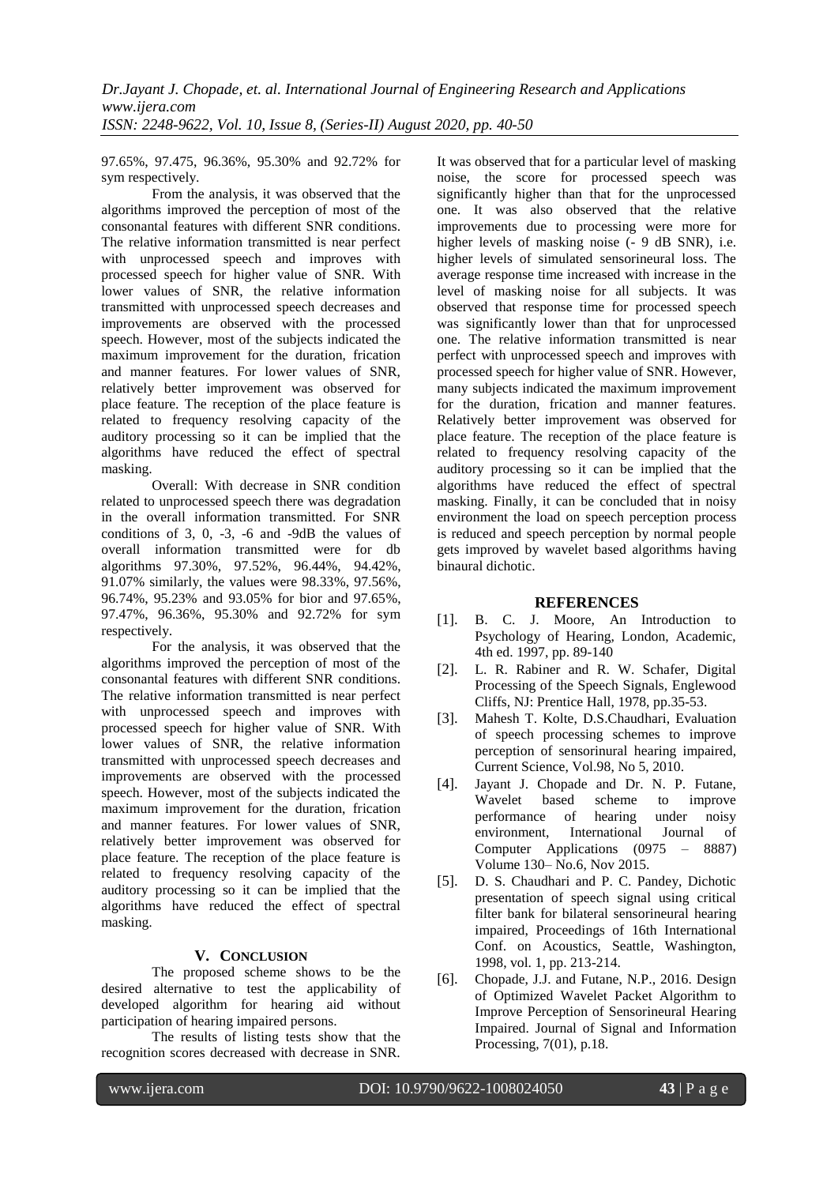97.65%, 97.475, 96.36%, 95.30% and 92.72% for sym respectively.

From the analysis, it was observed that the algorithms improved the perception of most of the consonantal features with different SNR conditions. The relative information transmitted is near perfect with unprocessed speech and improves with processed speech for higher value of SNR. With lower values of SNR, the relative information transmitted with unprocessed speech decreases and improvements are observed with the processed speech. However, most of the subjects indicated the maximum improvement for the duration, frication and manner features. For lower values of SNR, relatively better improvement was observed for place feature. The reception of the place feature is related to frequency resolving capacity of the auditory processing so it can be implied that the algorithms have reduced the effect of spectral masking.

Overall: With decrease in SNR condition related to unprocessed speech there was degradation in the overall information transmitted. For SNR conditions of 3, 0, -3, -6 and -9dB the values of overall information transmitted were for db algorithms 97.30%, 97.52%, 96.44%, 94.42%, 91.07% similarly, the values were 98.33%, 97.56%, 96.74%, 95.23% and 93.05% for bior and 97.65%, 97.47%, 96.36%, 95.30% and 92.72% for sym respectively.

For the analysis, it was observed that the algorithms improved the perception of most of the consonantal features with different SNR conditions. The relative information transmitted is near perfect with unprocessed speech and improves with processed speech for higher value of SNR. With lower values of SNR, the relative information transmitted with unprocessed speech decreases and improvements are observed with the processed speech. However, most of the subjects indicated the maximum improvement for the duration, frication and manner features. For lower values of SNR, relatively better improvement was observed for place feature. The reception of the place feature is related to frequency resolving capacity of the auditory processing so it can be implied that the algorithms have reduced the effect of spectral masking.

## V. CONCLUSION

The proposed scheme shows to be the desired alternative to test the applicability of developed algorithm for hearing aid without participation of hearing impaired persons.

The results of listing tests show that the recognition scores decreased with decrease in SNR. It was observed that for a particular level of masking noise, the score for processed speech was significantly higher than that for the unprocessed one. It was also observed that the relative improvements due to processing were more for higher levels of masking noise (- 9 dB SNR), i.e. higher levels of simulated sensorineural loss. The average response time increased with increase in the level of masking noise for all subjects. It was observed that response time for processed speech was significantly lower than that for unprocessed one. The relative information transmitted is near perfect with unprocessed speech and improves with processed speech for higher value of SNR. However, many subjects indicated the maximum improvement for the duration, frication and manner features. Relatively better improvement was observed for place feature. The reception of the place feature is related to frequency resolving capacity of the auditory processing so it can be implied that the algorithms have reduced the effect of spectral masking. Finally, it can be concluded that in noisy environment the load on speech perception process is reduced and speech perception by normal people gets improved by wavelet based algorithms having binaural dichotic.

## REFERENCES

[1]. B. C. J. Moore, An Introduction to Psychology of Hearing, London, Academic, 4th ed. 1997, pp. 89-140

[2]. L. R. Rabiner and R. W. Schafer, Digital Processing of the Speech Signals, Englewood Cliffs, NJ: Prentice Hall, 1978, pp.35-53.

[3]. Mahesh T. Kolte, D.S.Chaudhari, Evaluation of speech processing schemes to improve perception of sensorinural hearing impaired, Current Science, Vol.98, No 5, 2010.

[4]. Jayant J. Chopade and Dr. N. P. Futane, Wavelet based scheme to improve performance of hearing under noisy environment, International Journal of Computer Applications (0975 – 8887) Volume 130– No.6, Nov 2015.

[5]. D. S. Chaudhari and P. C. Pandey, Dichotic presentation of speech signal using critical filter bank for bilateral sensorineural hearing impaired, Proceedings of 16th International Conf. on Acoustics, Seattle, Washington, 1998, vol. 1, pp. 213-214.

[6]. Chopade, J.J. and Futane, N.P., 2016. Design of Optimized Wavelet Packet Algorithm to Improve Perception of Sensorineural Hearing Impaired. Journal of Signal and Information Processing, 7(01), p.18.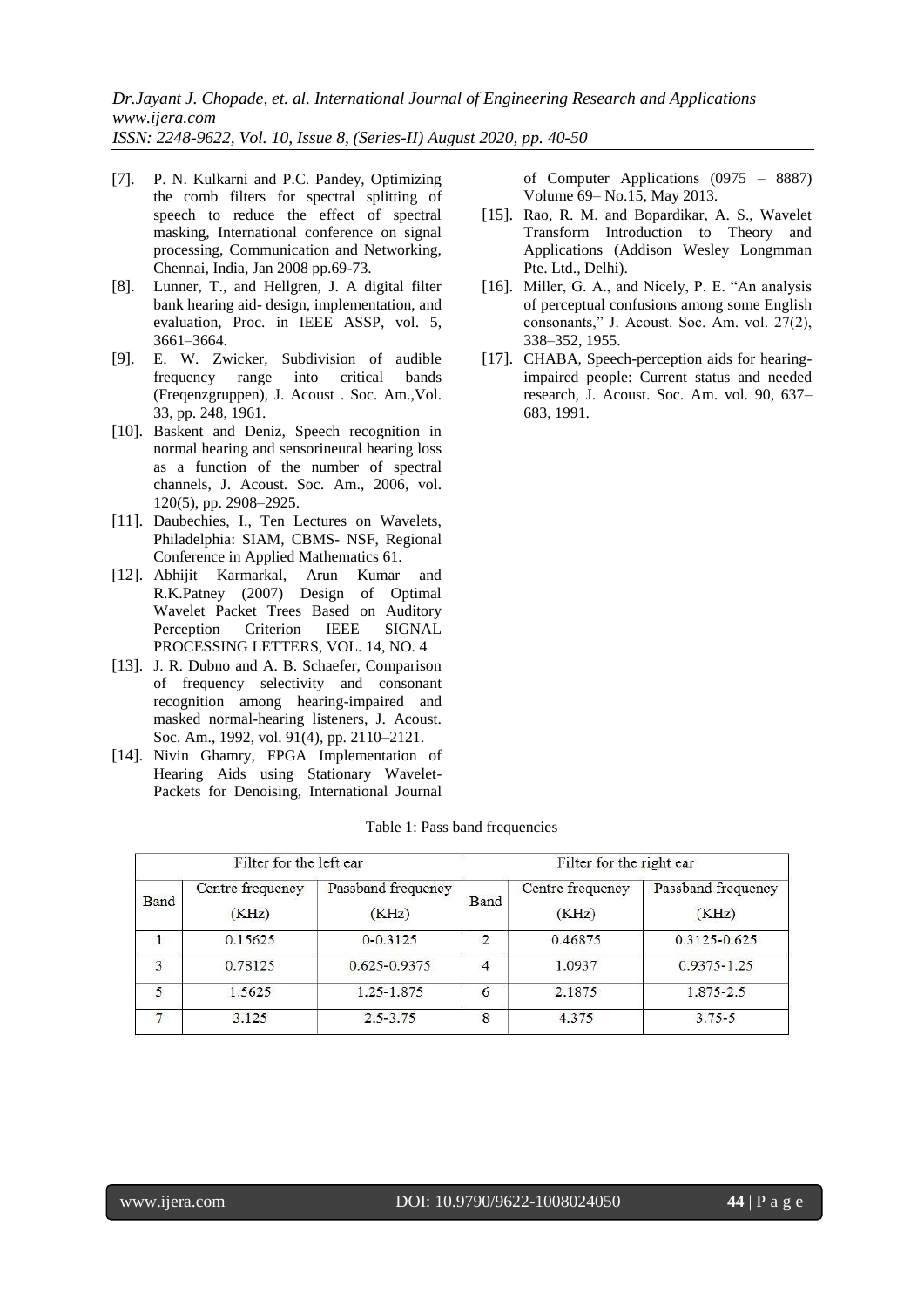[7]. P. N. Kulkarni and P.C. Pandey, Optimizing the comb filters for spectral splitting of speech to reduce the effect of spectral masking, International conference on signal processing, Communication and Networking, Chennai, India, Jan 2008 pp.69-73.

[8]. Lunner, T., and Hellgren, J. A digital filter bank hearing aid- design, implementation, and evaluation, Proc. in IEEE ASSP, vol. 5, 3661–3664.

[9]. E. W. Zwicker, Subdivision of audible frequency range into critical bands (Freqenzgruppen), J. Acoust . Soc. Am.,Vol. 33, pp. 248, 1961.

[10]. Baskent and Deniz, Speech recognition in normal hearing and sensorineural hearing loss as a function of the number of spectral channels, J. Acoust. Soc. Am., 2006, vol. 120(5), pp. 2908–2925.

[11]. Daubechies, I., Ten Lectures on Wavelets, Philadelphia: SIAM, CBMS- NSF, Regional Conference in Applied Mathematics 61.

[12]. Abhijit Karmarkal, Arun Kumar and R.K.Patney (2007) Design of Optimal Wavelet Packet Trees Based on Auditory Perception Criterion IEEE SIGNAL PROCESSING LETTERS, VOL. 14, NO. 4

[13]. J. R. Dubno and A. B. Schaefer, Comparison of frequency selectivity and consonant recognition among hearing-impaired and masked normal-hearing listeners, J. Acoust. Soc. Am., 1992, vol. 91(4), pp. 2110–2121.

[14]. Nivin Ghamry, FPGA Implementation of Hearing Aids using Stationary Wavelet-Packets for Denoising, International Journal of Computer Applications (0975 – 8887) Volume 69– No.15, May 2013.

[15]. Rao, R. M. and Bopardikar, A. S., Wavelet Transform Introduction to Theory and Applications (Addison Wesley Longmman Pte. Ltd., Delhi).

[16]. Miller, G. A., and Nicely, P. E. "An analysis of perceptual confusions among some English consonants," J. Acoust. Soc. Am. vol. 27(2), 338–352, 1955.

[17]. CHABA, Speech-perception aids for hearing-impaired people: Current status and needed research, J. Acoust. Soc. Am. vol. 90, 637–683, 1991.

Table 1: Pass band frequencies

| Filter for the left ear | | | Filter for the right ear | | |
|---|---|---|---|---|---|
| Band | Centre frequency (KHz) | Passband frequency (KHz) | Band | Centre frequency (KHz) | Passband frequency (KHz) |
| 1 | 0.15625 | 0-0.3125 | 2 | 0.46875 | 0.3125-0.625 |
| 3 | 0.78125 | 0.625-0.9375 | 4 | 1.0937 | 0.9375-1.25 |
| 5 | 1.5625 | 1.25-1.875 | 6 | 2.1875 | 1.875-2.5 |
| 7 | 3.125 | 2.5-3.75 | 8 | 4.375 | 3.75-5 |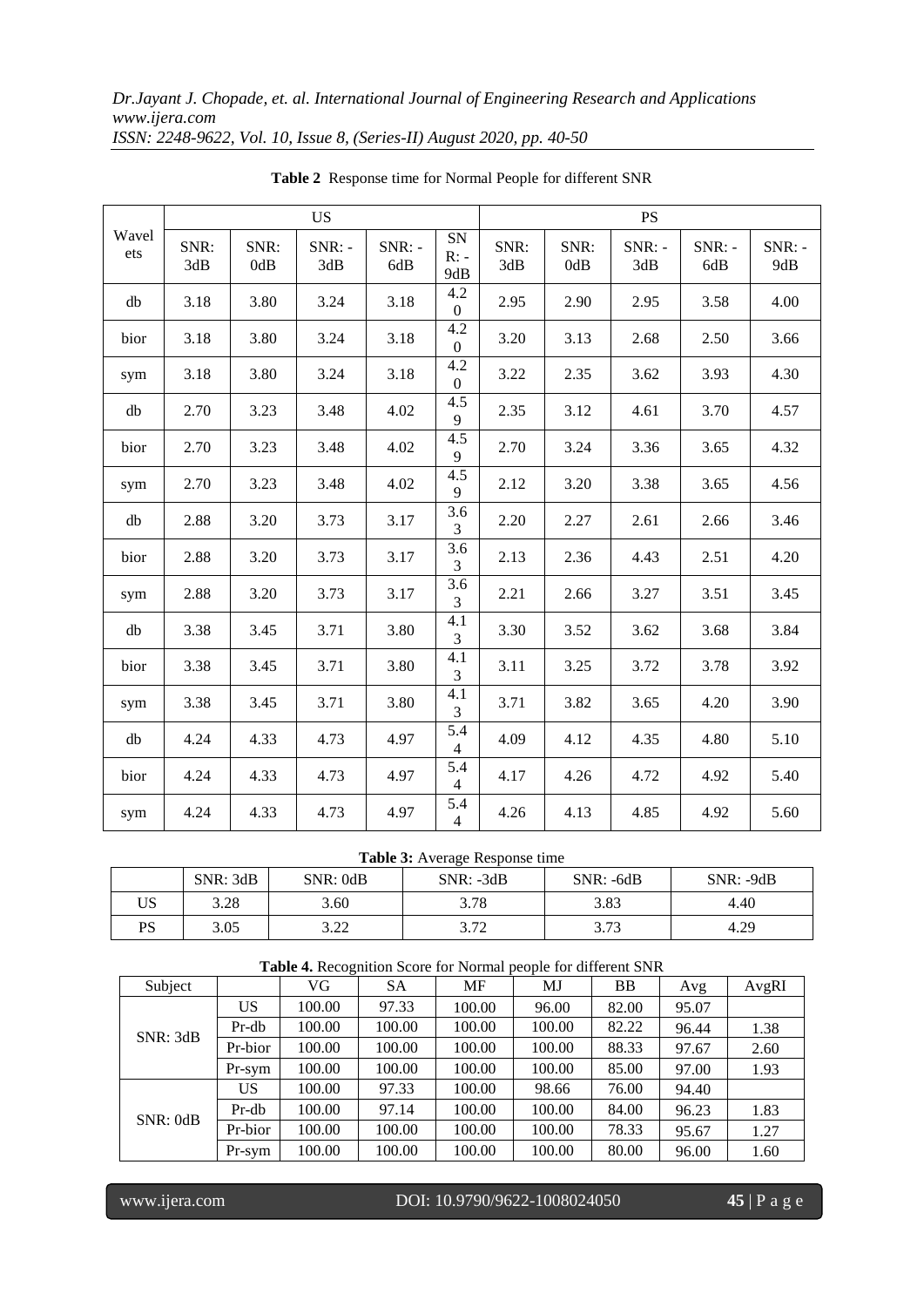**Table 2** Response time for Normal People for different SNR

| Wavelets | US | | | | | PS | | | | |
|---|---|---|---|---|---|---|---|---|---|---|
| | SNR: 3dB | SNR: 0dB | SNR: -3dB | SNR: -6dB | SNR: -9dB | SNR: 3dB | SNR: 0dB | SNR: -3dB | SNR: -6dB | SNR: -9dB |
| db | 3.18 | 3.80 | 3.24 | 3.18 | 4.20 | 2.95 | 2.90 | 2.95 | 3.58 | 4.00 |
| bior | 3.18 | 3.80 | 3.24 | 3.18 | 4.20 | 3.20 | 3.13 | 2.68 | 2.50 | 3.66 |
| sym | 3.18 | 3.80 | 3.24 | 3.18 | 4.20 | 3.22 | 2.35 | 3.62 | 3.93 | 4.30 |
| db | 2.70 | 3.23 | 3.48 | 4.02 | 4.59 | 2.35 | 3.12 | 4.61 | 3.70 | 4.57 |
| bior | 2.70 | 3.23 | 3.48 | 4.02 | 4.59 | 2.70 | 3.24 | 3.36 | 3.65 | 4.32 |
| sym | 2.70 | 3.23 | 3.48 | 4.02 | 4.59 | 2.12 | 3.20 | 3.38 | 3.65 | 4.56 |
| db | 2.88 | 3.20 | 3.73 | 3.17 | 3.63 | 2.20 | 2.27 | 2.61 | 2.66 | 3.46 |
| bior | 2.88 | 3.20 | 3.73 | 3.17 | 3.63 | 2.13 | 2.36 | 4.43 | 2.51 | 4.20 |
| sym | 2.88 | 3.20 | 3.73 | 3.17 | 3.63 | 2.21 | 2.66 | 3.27 | 3.51 | 3.45 |
| db | 3.38 | 3.45 | 3.71 | 3.80 | 4.13 | 3.30 | 3.52 | 3.62 | 3.68 | 3.84 |
| bior | 3.38 | 3.45 | 3.71 | 3.80 | 4.13 | 3.11 | 3.25 | 3.72 | 3.78 | 3.92 |
| sym | 3.38 | 3.45 | 3.71 | 3.80 | 4.13 | 3.71 | 3.82 | 3.65 | 4.20 | 3.90 |
| db | 4.24 | 4.33 | 4.73 | 4.97 | 5.44 | 4.09 | 4.12 | 4.35 | 4.80 | 5.10 |
| bior | 4.24 | 4.33 | 4.73 | 4.97 | 5.44 | 4.17 | 4.26 | 4.72 | 4.92 | 5.40 |
| sym | 4.24 | 4.33 | 4.73 | 4.97 | 5.44 | 4.26 | 4.13 | 4.85 | 4.92 | 5.60 |

**Table 3:** Average Response time

| | SNR: 3dB | SNR: 0dB | SNR: -3dB | SNR: -6dB | SNR: -9dB |
|---|---|---|---|---|---|
| US | 3.28 | 3.60 | 3.78 | 3.83 | 4.40 |
| PS | 3.05 | 3.22 | 3.72 | 3.73 | 4.29 |

**Table 4.** Recognition Score for Normal people for different SNR

| Subject | | VG | SA | MF | MJ | BB | Avg | AvgRI |
|---|---|---|---|---|---|---|---|---|
| SNR: 3dB | US | 100.00 | 97.33 | 100.00 | 96.00 | 82.00 | 95.07 | |
| | Pr-db | 100.00 | 100.00 | 100.00 | 100.00 | 82.22 | 96.44 | 1.38 |
| | Pr-bior | 100.00 | 100.00 | 100.00 | 100.00 | 88.33 | 97.67 | 2.60 |
| | Pr-sym | 100.00 | 100.00 | 100.00 | 100.00 | 85.00 | 97.00 | 1.93 |
| SNR: 0dB | US | 100.00 | 97.33 | 100.00 | 98.66 | 76.00 | 94.40 | |
| | Pr-db | 100.00 | 97.14 | 100.00 | 100.00 | 84.00 | 96.23 | 1.83 |
| | Pr-bior | 100.00 | 100.00 | 100.00 | 100.00 | 78.33 | 95.67 | 1.27 |
| | Pr-sym | 100.00 | 100.00 | 100.00 | 100.00 | 80.00 | 96.00 | 1.60 |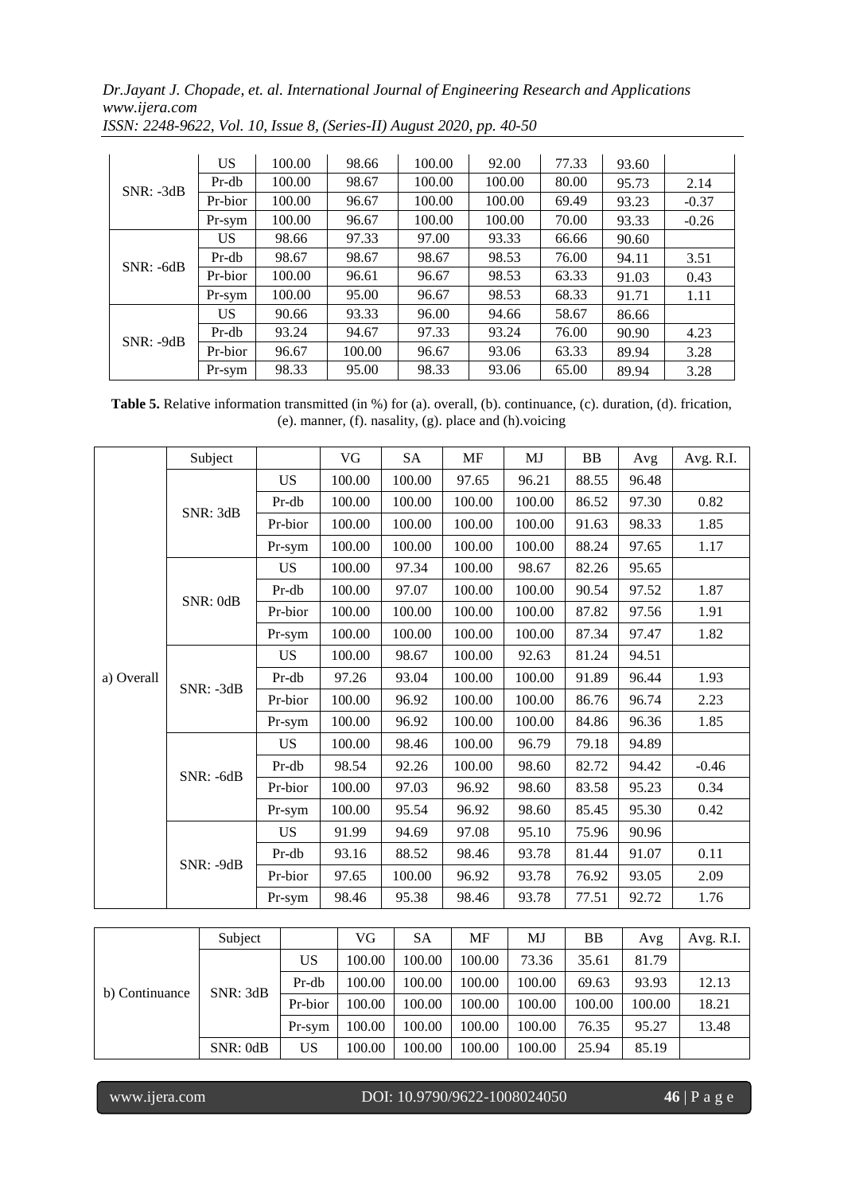| | | | | | | | | |
|---|---|---|---|---|---|---|---|---|
| SNR: -3dB | US | 100.00 | 98.66 | 100.00 | 92.00 | 77.33 | 93.60 | |
| | Pr-db | 100.00 | 98.67 | 100.00 | 100.00 | 80.00 | 95.73 | 2.14 |
| | Pr-bior | 100.00 | 96.67 | 100.00 | 100.00 | 69.49 | 93.23 | -0.37 |
| | Pr-sym | 100.00 | 96.67 | 100.00 | 100.00 | 70.00 | 93.33 | -0.26 |
| SNR: -6dB | US | 98.66 | 97.33 | 97.00 | 93.33 | 66.66 | 90.60 | |
| | Pr-db | 98.67 | 98.67 | 98.67 | 98.53 | 76.00 | 94.11 | 3.51 |
| | Pr-bior | 100.00 | 96.61 | 96.67 | 98.53 | 63.33 | 91.03 | 0.43 |
| | Pr-sym | 100.00 | 95.00 | 96.67 | 98.53 | 68.33 | 91.71 | 1.11 |
| SNR: -9dB | US | 90.66 | 93.33 | 96.00 | 94.66 | 58.67 | 86.66 | |
| | Pr-db | 93.24 | 94.67 | 97.33 | 93.24 | 76.00 | 90.90 | 4.23 |
| | Pr-bior | 96.67 | 100.00 | 96.67 | 93.06 | 63.33 | 89.94 | 3.28 |
| | Pr-sym | 98.33 | 95.00 | 98.33 | 93.06 | 65.00 | 89.94 | 3.28 |

**Table 5.** Relative information transmitted (in %) for (a). overall, (b). continuance, (c). duration, (d). frication, (e). manner, (f). nasality, (g). place and (h).voicing

| | Subject | | VG | SA | MF | MJ | BB | Avg | Avg. R.I. |
|---|---|---|---|---|---|---|---|---|---|
| a) Overall | SNR: 3dB | US | 100.00 | 100.00 | 97.65 | 96.21 | 88.55 | 96.48 | |
| | | Pr-db | 100.00 | 100.00 | 100.00 | 100.00 | 86.52 | 97.30 | 0.82 |
| | | Pr-bior | 100.00 | 100.00 | 100.00 | 100.00 | 91.63 | 98.33 | 1.85 |
| | | Pr-sym | 100.00 | 100.00 | 100.00 | 100.00 | 88.24 | 97.65 | 1.17 |
| | SNR: 0dB | US | 100.00 | 97.34 | 100.00 | 98.67 | 82.26 | 95.65 | |
| | | Pr-db | 100.00 | 97.07 | 100.00 | 100.00 | 90.54 | 97.52 | 1.87 |
| | | Pr-bior | 100.00 | 100.00 | 100.00 | 100.00 | 87.82 | 97.56 | 1.91 |
| | | Pr-sym | 100.00 | 100.00 | 100.00 | 100.00 | 87.34 | 97.47 | 1.82 |
| | SNR: -3dB | US | 100.00 | 98.67 | 100.00 | 92.63 | 81.24 | 94.51 | |
| | | Pr-db | 97.26 | 93.04 | 100.00 | 100.00 | 91.89 | 96.44 | 1.93 |
| | | Pr-bior | 100.00 | 96.92 | 100.00 | 100.00 | 86.76 | 96.74 | 2.23 |
| | | Pr-sym | 100.00 | 96.92 | 100.00 | 100.00 | 84.86 | 96.36 | 1.85 |
| | SNR: -6dB | US | 100.00 | 98.46 | 100.00 | 96.79 | 79.18 | 94.89 | |
| | | Pr-db | 98.54 | 92.26 | 100.00 | 98.60 | 82.72 | 94.42 | -0.46 |
| | | Pr-bior | 100.00 | 97.03 | 96.92 | 98.60 | 83.58 | 95.23 | 0.34 |
| | | Pr-sym | 100.00 | 95.54 | 96.92 | 98.60 | 85.45 | 95.30 | 0.42 |
| | SNR: -9dB | US | 91.99 | 94.69 | 97.08 | 95.10 | 75.96 | 90.96 | |
| | | Pr-db | 93.16 | 88.52 | 98.46 | 93.78 | 81.44 | 91.07 | 0.11 |
| | | Pr-bior | 97.65 | 100.00 | 96.92 | 93.78 | 76.92 | 93.05 | 2.09 |
| | | Pr-sym | 98.46 | 95.38 | 98.46 | 93.78 | 77.51 | 92.72 | 1.76 |

| | Subject | | VG | SA | MF | MJ | BB | Avg | Avg. R.I. |
|---|---|---|---|---|---|---|---|---|---|
| b) Continuance | SNR: 3dB | US | 100.00 | 100.00 | 100.00 | 73.36 | 35.61 | 81.79 | |
| | | Pr-db | 100.00 | 100.00 | 100.00 | 100.00 | 69.63 | 93.93 | 12.13 |
| | | Pr-bior | 100.00 | 100.00 | 100.00 | 100.00 | 100.00 | 100.00 | 18.21 |
| | | Pr-sym | 100.00 | 100.00 | 100.00 | 100.00 | 76.35 | 95.27 | 13.48 |
| | SNR: 0dB | US | 100.00 | 100.00 | 100.00 | 100.00 | 25.94 | 85.19 | |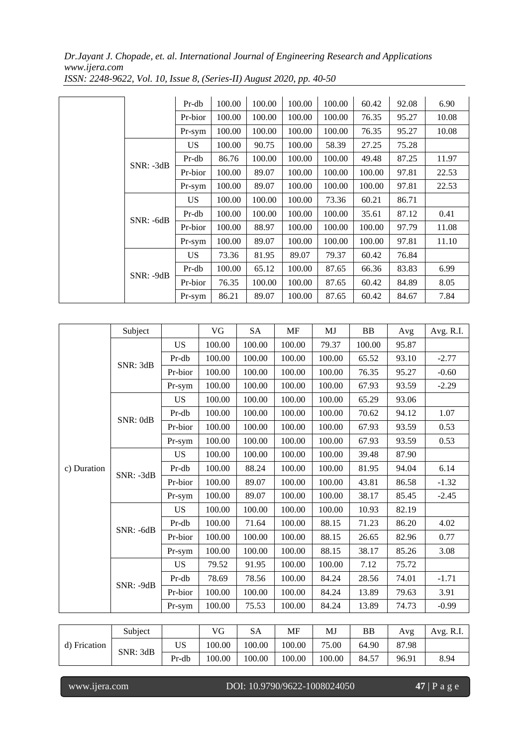| | | | | | | | | | |
|---|---|---|---|---|---|---|---|---|---|
| | | Pr-db | 100.00 | 100.00 | 100.00 | 100.00 | 60.42 | 92.08 | 6.90 |
| | | Pr-bior | 100.00 | 100.00 | 100.00 | 100.00 | 76.35 | 95.27 | 10.08 |
| | | Pr-sym | 100.00 | 100.00 | 100.00 | 100.00 | 76.35 | 95.27 | 10.08 |
| | SNR: -3dB | US | 100.00 | 90.75 | 100.00 | 58.39 | 27.25 | 75.28 | |
| | | Pr-db | 86.76 | 100.00 | 100.00 | 100.00 | 49.48 | 87.25 | 11.97 |
| | | Pr-bior | 100.00 | 89.07 | 100.00 | 100.00 | 100.00 | 97.81 | 22.53 |
| | | Pr-sym | 100.00 | 89.07 | 100.00 | 100.00 | 100.00 | 97.81 | 22.53 |
| | SNR: -6dB | US | 100.00 | 100.00 | 100.00 | 73.36 | 60.21 | 86.71 | |
| | | Pr-db | 100.00 | 100.00 | 100.00 | 100.00 | 35.61 | 87.12 | 0.41 |
| | | Pr-bior | 100.00 | 88.97 | 100.00 | 100.00 | 100.00 | 97.79 | 11.08 |
| | | Pr-sym | 100.00 | 89.07 | 100.00 | 100.00 | 100.00 | 97.81 | 11.10 |
| | SNR: -9dB | US | 73.36 | 81.95 | 89.07 | 79.37 | 60.42 | 76.84 | |
| | | Pr-db | 100.00 | 65.12 | 100.00 | 87.65 | 66.36 | 83.83 | 6.99 |
| | | Pr-bior | 76.35 | 100.00 | 100.00 | 87.65 | 60.42 | 84.89 | 8.05 |
| | | Pr-sym | 86.21 | 89.07 | 100.00 | 87.65 | 60.42 | 84.67 | 7.84 |

| | Subject | | VG | SA | MF | MJ | BB | Avg | Avg. R.I. |
|---|---|---|---|---|---|---|---|---|---|
| c) Duration | SNR: 3dB | US | 100.00 | 100.00 | 100.00 | 79.37 | 100.00 | 95.87 | |
| | | Pr-db | 100.00 | 100.00 | 100.00 | 100.00 | 65.52 | 93.10 | -2.77 |
| | | Pr-bior | 100.00 | 100.00 | 100.00 | 100.00 | 76.35 | 95.27 | -0.60 |
| | | Pr-sym | 100.00 | 100.00 | 100.00 | 100.00 | 67.93 | 93.59 | -2.29 |
| | SNR: 0dB | US | 100.00 | 100.00 | 100.00 | 100.00 | 65.29 | 93.06 | |
| | | Pr-db | 100.00 | 100.00 | 100.00 | 100.00 | 70.62 | 94.12 | 1.07 |
| | | Pr-bior | 100.00 | 100.00 | 100.00 | 100.00 | 67.93 | 93.59 | 0.53 |
| | | Pr-sym | 100.00 | 100.00 | 100.00 | 100.00 | 67.93 | 93.59 | 0.53 |
| | SNR: -3dB | US | 100.00 | 100.00 | 100.00 | 100.00 | 39.48 | 87.90 | |
| | | Pr-db | 100.00 | 88.24 | 100.00 | 100.00 | 81.95 | 94.04 | 6.14 |
| | | Pr-bior | 100.00 | 89.07 | 100.00 | 100.00 | 43.81 | 86.58 | -1.32 |
| | | Pr-sym | 100.00 | 89.07 | 100.00 | 100.00 | 38.17 | 85.45 | -2.45 |
| | SNR: -6dB | US | 100.00 | 100.00 | 100.00 | 100.00 | 10.93 | 82.19 | |
| | | Pr-db | 100.00 | 71.64 | 100.00 | 88.15 | 71.23 | 86.20 | 4.02 |
| | | Pr-bior | 100.00 | 100.00 | 100.00 | 88.15 | 26.65 | 82.96 | 0.77 |
| | | Pr-sym | 100.00 | 100.00 | 100.00 | 88.15 | 38.17 | 85.26 | 3.08 |
| | SNR: -9dB | US | 79.52 | 91.95 | 100.00 | 100.00 | 7.12 | 75.72 | |
| | | Pr-db | 78.69 | 78.56 | 100.00 | 84.24 | 28.56 | 74.01 | -1.71 |
| | | Pr-bior | 100.00 | 100.00 | 100.00 | 84.24 | 13.89 | 79.63 | 3.91 |
| | | Pr-sym | 100.00 | 75.53 | 100.00 | 84.24 | 13.89 | 74.73 | -0.99 |

| | Subject | | VG | SA | MF | MJ | BB | Avg | Avg. R.I. |
|---|---|---|---|---|---|---|---|---|---|
| d) Frication | SNR: 3dB | US | 100.00 | 100.00 | 100.00 | 75.00 | 64.90 | 87.98 | |
| | | Pr-db | 100.00 | 100.00 | 100.00 | 100.00 | 84.57 | 96.91 | 8.94 |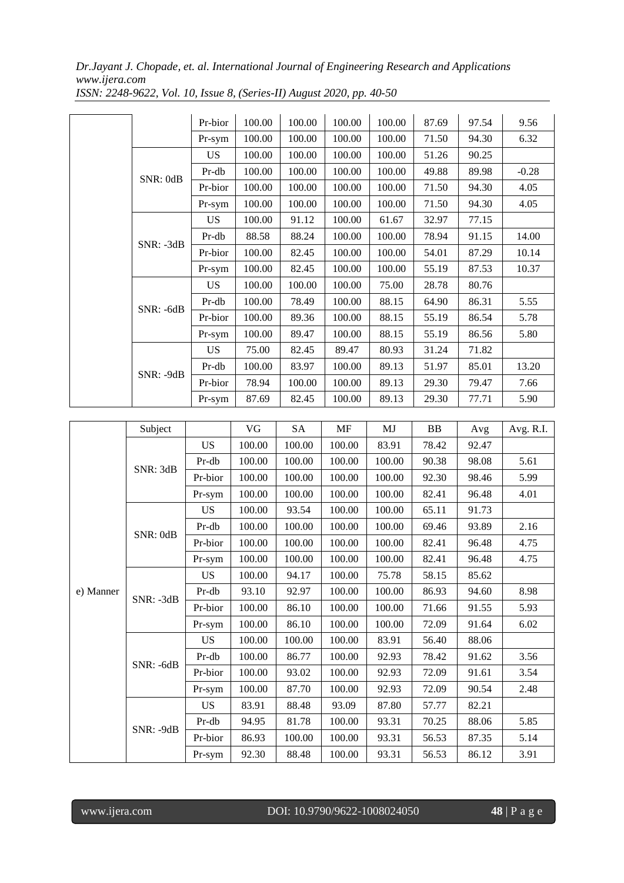| | | Pr-bior | 100.00 | 100.00 | 100.00 | 100.00 | 87.69 | 97.54 | 9.56 |
|---|---|---|---|---|---|---|---|---|---|
| | | Pr-sym | 100.00 | 100.00 | 100.00 | 100.00 | 71.50 | 94.30 | 6.32 |
| | SNR: 0dB | US | 100.00 | 100.00 | 100.00 | 100.00 | 51.26 | 90.25 | |
| | | Pr-db | 100.00 | 100.00 | 100.00 | 100.00 | 49.88 | 89.98 | -0.28 |
| | | Pr-bior | 100.00 | 100.00 | 100.00 | 100.00 | 71.50 | 94.30 | 4.05 |
| | | Pr-sym | 100.00 | 100.00 | 100.00 | 100.00 | 71.50 | 94.30 | 4.05 |
| | SNR: -3dB | US | 100.00 | 91.12 | 100.00 | 61.67 | 32.97 | 77.15 | |
| | | Pr-db | 88.58 | 88.24 | 100.00 | 100.00 | 78.94 | 91.15 | 14.00 |
| | | Pr-bior | 100.00 | 82.45 | 100.00 | 100.00 | 54.01 | 87.29 | 10.14 |
| | | Pr-sym | 100.00 | 82.45 | 100.00 | 100.00 | 55.19 | 87.53 | 10.37 |
| | SNR: -6dB | US | 100.00 | 100.00 | 100.00 | 75.00 | 28.78 | 80.76 | |
| | | Pr-db | 100.00 | 78.49 | 100.00 | 88.15 | 64.90 | 86.31 | 5.55 |
| | | Pr-bior | 100.00 | 89.36 | 100.00 | 88.15 | 55.19 | 86.54 | 5.78 |
| | | Pr-sym | 100.00 | 89.47 | 100.00 | 88.15 | 55.19 | 86.56 | 5.80 |
| | SNR: -9dB | US | 75.00 | 82.45 | 89.47 | 80.93 | 31.24 | 71.82 | |
| | | Pr-db | 100.00 | 83.97 | 100.00 | 89.13 | 51.97 | 85.01 | 13.20 |
| | | Pr-bior | 78.94 | 100.00 | 100.00 | 89.13 | 29.30 | 79.47 | 7.66 |
| | | Pr-sym | 87.69 | 82.45 | 100.00 | 89.13 | 29.30 | 77.71 | 5.90 |

| | Subject | | VG | SA | MF | MJ | BB | Avg | Avg. R.I. |
|---|---|---|---|---|---|---|---|---|---|
| e) Manner | SNR: 3dB | US | 100.00 | 100.00 | 100.00 | 83.91 | 78.42 | 92.47 | |
| | | Pr-db | 100.00 | 100.00 | 100.00 | 100.00 | 90.38 | 98.08 | 5.61 |
| | | Pr-bior | 100.00 | 100.00 | 100.00 | 100.00 | 92.30 | 98.46 | 5.99 |
| | | Pr-sym | 100.00 | 100.00 | 100.00 | 100.00 | 82.41 | 96.48 | 4.01 |
| | SNR: 0dB | US | 100.00 | 93.54 | 100.00 | 100.00 | 65.11 | 91.73 | |
| | | Pr-db | 100.00 | 100.00 | 100.00 | 100.00 | 69.46 | 93.89 | 2.16 |
| | | Pr-bior | 100.00 | 100.00 | 100.00 | 100.00 | 82.41 | 96.48 | 4.75 |
| | | Pr-sym | 100.00 | 100.00 | 100.00 | 100.00 | 82.41 | 96.48 | 4.75 |
| | SNR: -3dB | US | 100.00 | 94.17 | 100.00 | 75.78 | 58.15 | 85.62 | |
| | | Pr-db | 93.10 | 92.97 | 100.00 | 100.00 | 86.93 | 94.60 | 8.98 |
| | | Pr-bior | 100.00 | 86.10 | 100.00 | 100.00 | 71.66 | 91.55 | 5.93 |
| | | Pr-sym | 100.00 | 86.10 | 100.00 | 100.00 | 72.09 | 91.64 | 6.02 |
| | SNR: -6dB | US | 100.00 | 100.00 | 100.00 | 83.91 | 56.40 | 88.06 | |
| | | Pr-db | 100.00 | 86.77 | 100.00 | 92.93 | 78.42 | 91.62 | 3.56 |
| | | Pr-bior | 100.00 | 93.02 | 100.00 | 92.93 | 72.09 | 91.61 | 3.54 |
| | | Pr-sym | 100.00 | 87.70 | 100.00 | 92.93 | 72.09 | 90.54 | 2.48 |
| | SNR: -9dB | US | 83.91 | 88.48 | 93.09 | 87.80 | 57.77 | 82.21 | |
| | | Pr-db | 94.95 | 81.78 | 100.00 | 93.31 | 70.25 | 88.06 | 5.85 |
| | | Pr-bior | 86.93 | 100.00 | 100.00 | 93.31 | 56.53 | 87.35 | 5.14 |
| | | Pr-sym | 92.30 | 88.48 | 100.00 | 93.31 | 56.53 | 86.12 | 3.91 |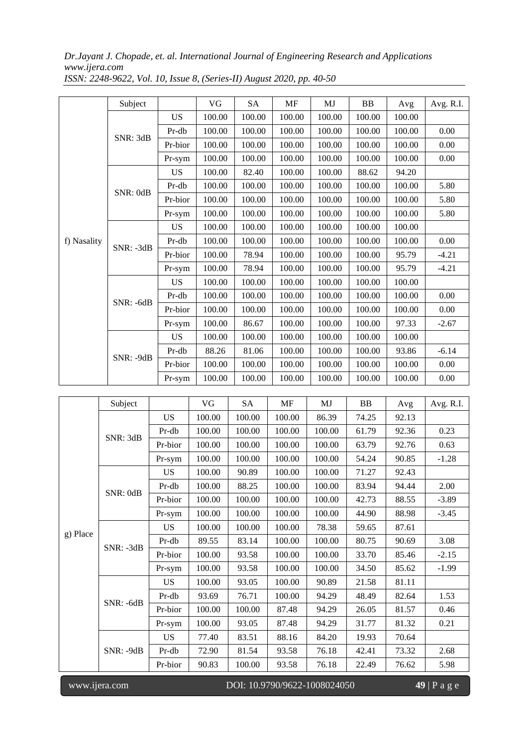| | Subject | | VG | SA | MF | MJ | BB | Avg | Avg. R.I. |
|---|---|---|---|---|---|---|---|---|---|
| f) Nasality | SNR: 3dB | US | 100.00 | 100.00 | 100.00 | 100.00 | 100.00 | 100.00 | |
| | | Pr-db | 100.00 | 100.00 | 100.00 | 100.00 | 100.00 | 100.00 | 0.00 |
| | | Pr-bior | 100.00 | 100.00 | 100.00 | 100.00 | 100.00 | 100.00 | 0.00 |
| | | Pr-sym | 100.00 | 100.00 | 100.00 | 100.00 | 100.00 | 100.00 | 0.00 |
| | SNR: 0dB | US | 100.00 | 82.40 | 100.00 | 100.00 | 88.62 | 94.20 | |
| | | Pr-db | 100.00 | 100.00 | 100.00 | 100.00 | 100.00 | 100.00 | 5.80 |
| | | Pr-bior | 100.00 | 100.00 | 100.00 | 100.00 | 100.00 | 100.00 | 5.80 |
| | | Pr-sym | 100.00 | 100.00 | 100.00 | 100.00 | 100.00 | 100.00 | 5.80 |
| | SNR: -3dB | US | 100.00 | 100.00 | 100.00 | 100.00 | 100.00 | 100.00 | |
| | | Pr-db | 100.00 | 100.00 | 100.00 | 100.00 | 100.00 | 100.00 | 0.00 |
| | | Pr-bior | 100.00 | 78.94 | 100.00 | 100.00 | 100.00 | 95.79 | -4.21 |
| | | Pr-sym | 100.00 | 78.94 | 100.00 | 100.00 | 100.00 | 95.79 | -4.21 |
| | SNR: -6dB | US | 100.00 | 100.00 | 100.00 | 100.00 | 100.00 | 100.00 | |
| | | Pr-db | 100.00 | 100.00 | 100.00 | 100.00 | 100.00 | 100.00 | 0.00 |
| | | Pr-bior | 100.00 | 100.00 | 100.00 | 100.00 | 100.00 | 100.00 | 0.00 |
| | | Pr-sym | 100.00 | 86.67 | 100.00 | 100.00 | 100.00 | 97.33 | -2.67 |
| | SNR: -9dB | US | 100.00 | 100.00 | 100.00 | 100.00 | 100.00 | 100.00 | |
| | | Pr-db | 88.26 | 81.06 | 100.00 | 100.00 | 100.00 | 93.86 | -6.14 |
| | | Pr-bior | 100.00 | 100.00 | 100.00 | 100.00 | 100.00 | 100.00 | 0.00 |
| | | Pr-sym | 100.00 | 100.00 | 100.00 | 100.00 | 100.00 | 100.00 | 0.00 |

| | Subject | | VG | SA | MF | MJ | BB | Avg | Avg. R.I. |
|---|---|---|---|---|---|---|---|---|---|
| g) Place | SNR: 3dB | US | 100.00 | 100.00 | 100.00 | 86.39 | 74.25 | 92.13 | |
| | | Pr-db | 100.00 | 100.00 | 100.00 | 100.00 | 61.79 | 92.36 | 0.23 |
| | | Pr-bior | 100.00 | 100.00 | 100.00 | 100.00 | 63.79 | 92.76 | 0.63 |
| | | Pr-sym | 100.00 | 100.00 | 100.00 | 100.00 | 54.24 | 90.85 | -1.28 |
| | SNR: 0dB | US | 100.00 | 90.89 | 100.00 | 100.00 | 71.27 | 92.43 | |
| | | Pr-db | 100.00 | 88.25 | 100.00 | 100.00 | 83.94 | 94.44 | 2.00 |
| | | Pr-bior | 100.00 | 100.00 | 100.00 | 100.00 | 42.73 | 88.55 | -3.89 |
| | | Pr-sym | 100.00 | 100.00 | 100.00 | 100.00 | 44.90 | 88.98 | -3.45 |
| | SNR: -3dB | US | 100.00 | 100.00 | 100.00 | 78.38 | 59.65 | 87.61 | |
| | | Pr-db | 89.55 | 83.14 | 100.00 | 100.00 | 80.75 | 90.69 | 3.08 |
| | | Pr-bior | 100.00 | 93.58 | 100.00 | 100.00 | 33.70 | 85.46 | -2.15 |
| | | Pr-sym | 100.00 | 93.58 | 100.00 | 100.00 | 34.50 | 85.62 | -1.99 |
| | SNR: -6dB | US | 100.00 | 93.05 | 100.00 | 90.89 | 21.58 | 81.11 | |
| | | Pr-db | 93.69 | 76.71 | 100.00 | 94.29 | 48.49 | 82.64 | 1.53 |
| | | Pr-bior | 100.00 | 100.00 | 87.48 | 94.29 | 26.05 | 81.57 | 0.46 |
| | | Pr-sym | 100.00 | 93.05 | 87.48 | 94.29 | 31.77 | 81.32 | 0.21 |
| | SNR: -9dB | US | 77.40 | 83.51 | 88.16 | 84.20 | 19.93 | 70.64 | |
| | | Pr-db | 72.90 | 81.54 | 93.58 | 76.18 | 42.41 | 73.32 | 2.68 |
| | | Pr-bior | 90.83 | 100.00 | 93.58 | 76.18 | 22.49 | 76.62 | 5.98 |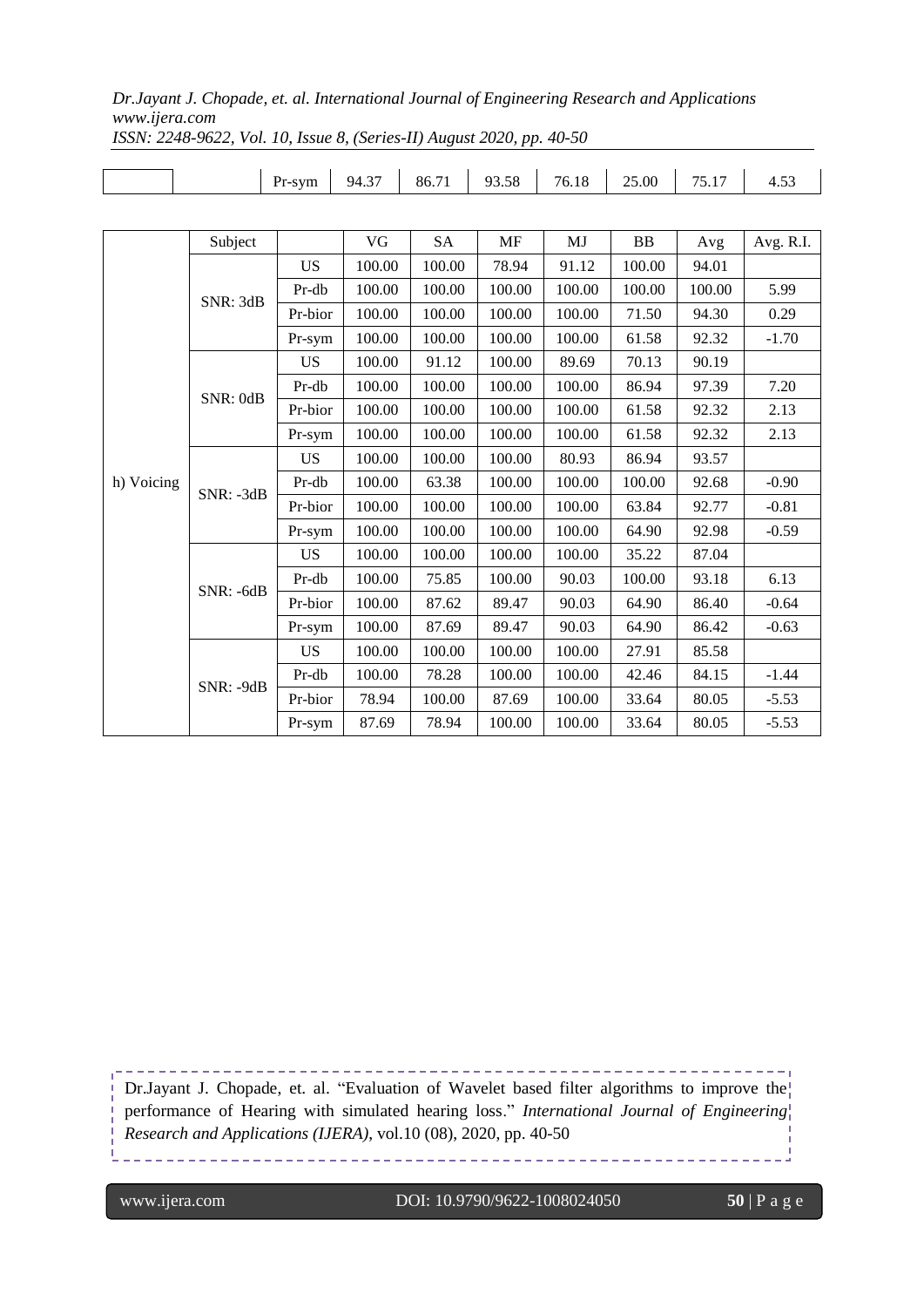| | | | | | | | | | |
|---|---|---|---|---|---|---|---|---|---|
| | | Pr-sym | 94.37 | 86.71 | 93.58 | 76.18 | 25.00 | 75.17 | 4.53 |

| | Subject | | VG | SA | MF | MJ | BB | Avg | Avg. R.I. |
|---|---|---|---|---|---|---|---|---|---|
| h) Voicing | SNR: 3dB | US | 100.00 | 100.00 | 78.94 | 91.12 | 100.00 | 94.01 | |
| | | Pr-db | 100.00 | 100.00 | 100.00 | 100.00 | 100.00 | 100.00 | 5.99 |
| | | Pr-bior | 100.00 | 100.00 | 100.00 | 100.00 | 71.50 | 94.30 | 0.29 |
| | | Pr-sym | 100.00 | 100.00 | 100.00 | 100.00 | 61.58 | 92.32 | -1.70 |
| | SNR: 0dB | US | 100.00 | 91.12 | 100.00 | 89.69 | 70.13 | 90.19 | |
| | | Pr-db | 100.00 | 100.00 | 100.00 | 100.00 | 86.94 | 97.39 | 7.20 |
| | | Pr-bior | 100.00 | 100.00 | 100.00 | 100.00 | 61.58 | 92.32 | 2.13 |
| | | Pr-sym | 100.00 | 100.00 | 100.00 | 100.00 | 61.58 | 92.32 | 2.13 |
| | SNR: -3dB | US | 100.00 | 100.00 | 100.00 | 80.93 | 86.94 | 93.57 | |
| | | Pr-db | 100.00 | 63.38 | 100.00 | 100.00 | 100.00 | 92.68 | -0.90 |
| | | Pr-bior | 100.00 | 100.00 | 100.00 | 100.00 | 63.84 | 92.77 | -0.81 |
| | | Pr-sym | 100.00 | 100.00 | 100.00 | 100.00 | 64.90 | 92.98 | -0.59 |
| | SNR: -6dB | US | 100.00 | 100.00 | 100.00 | 100.00 | 35.22 | 87.04 | |
| | | Pr-db | 100.00 | 75.85 | 100.00 | 90.03 | 100.00 | 93.18 | 6.13 |
| | | Pr-bior | 100.00 | 87.62 | 89.47 | 90.03 | 64.90 | 86.40 | -0.64 |
| | | Pr-sym | 100.00 | 87.69 | 89.47 | 90.03 | 64.90 | 86.42 | -0.63 |
| | SNR: -9dB | US | 100.00 | 100.00 | 100.00 | 100.00 | 27.91 | 85.58 | |
| | | Pr-db | 100.00 | 78.28 | 100.00 | 100.00 | 42.46 | 84.15 | -1.44 |
| | | Pr-bior | 78.94 | 100.00 | 87.69 | 100.00 | 33.64 | 80.05 | -5.53 |
| | | Pr-sym | 87.69 | 78.94 | 100.00 | 100.00 | 33.64 | 80.05 | -5.53 |

Dr.Jayant J. Chopade, et. al. “Evaluation of Wavelet based filter algorithms to improve the performance of Hearing with simulated hearing loss.” *International Journal of Engineering Research and Applications (IJERA)*, vol.10 (08), 2020, pp. 40-50